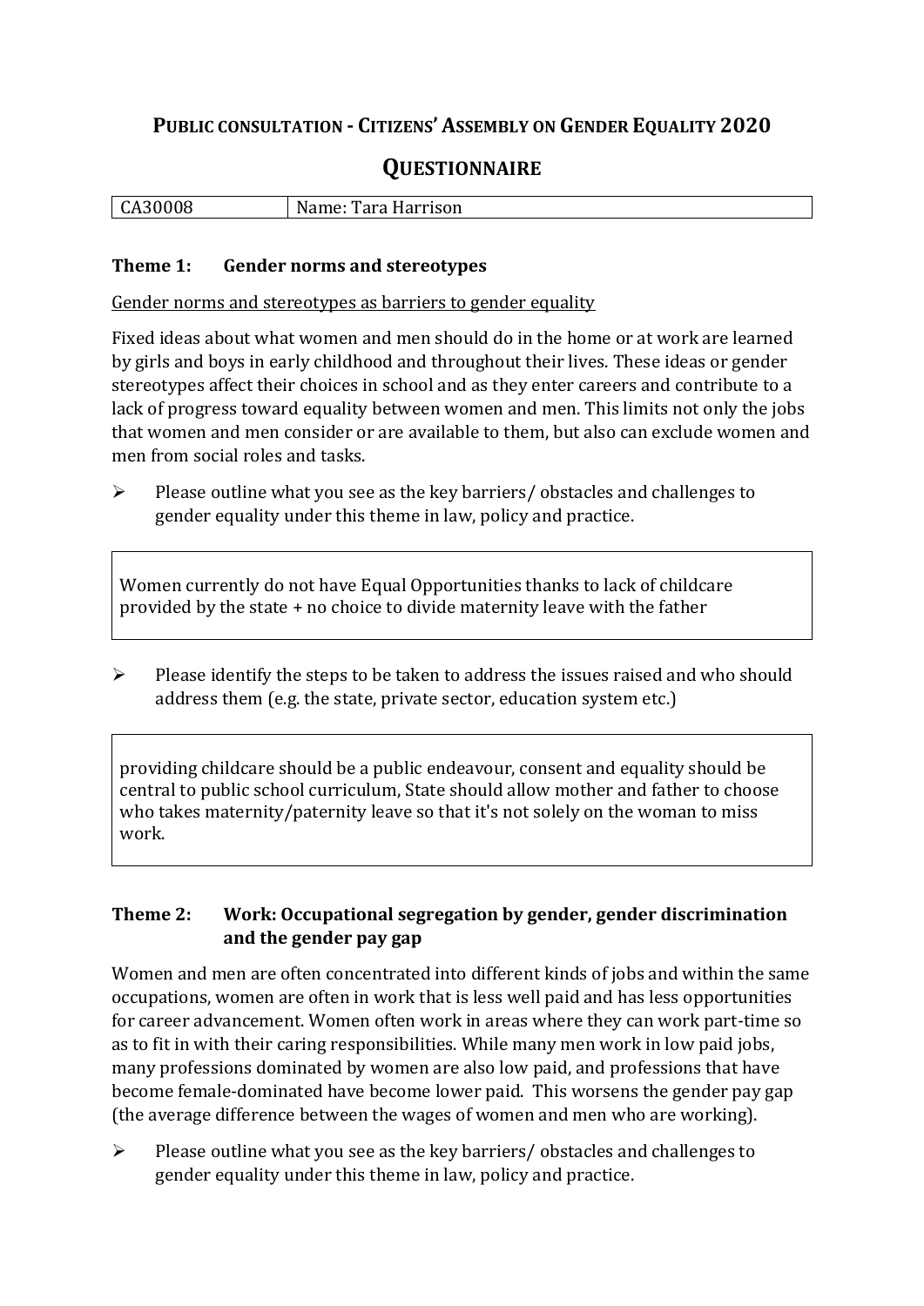# **PUBLIC CONSULTATION - CITIZENS' ASSEMBLY ON GENDER EQUALITY 2020**

## **QUESTIONNAIRE**

| CA30008 | Name: Tara Harrison |
|---|---|

### **Theme 1: Gender norms and stereotypes**

Gender norms and stereotypes as barriers to gender equality

Fixed ideas about what women and men should do in the home or at work are learned by girls and boys in early childhood and throughout their lives. These ideas or gender stereotypes affect their choices in school and as they enter careers and contribute to a lack of progress toward equality between women and men. This limits not only the jobs that women and men consider or are available to them, but also can exclude women and men from social roles and tasks.

- Please outline what you see as the key barriers/ obstacles and challenges to gender equality under this theme in law, policy and practice.

> Women currently do not have Equal Opportunities thanks to lack of childcare provided by the state + no choice to divide maternity leave with the father

- Please identify the steps to be taken to address the issues raised and who should address them (e.g. the state, private sector, education system etc.)

> providing childcare should be a public endeavour, consent and equality should be central to public school curriculum, State should allow mother and father to choose who takes maternity/paternity leave so that it's not solely on the woman to miss work.

### **Theme 2: Work: Occupational segregation by gender, gender discrimination and the gender pay gap**

Women and men are often concentrated into different kinds of jobs and within the same occupations, women are often in work that is less well paid and has less opportunities for career advancement. Women often work in areas where they can work part-time so as to fit in with their caring responsibilities. While many men work in low paid jobs, many professions dominated by women are also low paid, and professions that have become female-dominated have become lower paid. This worsens the gender pay gap (the average difference between the wages of women and men who are working).

- Please outline what you see as the key barriers/ obstacles and challenges to gender equality under this theme in law, policy and practice.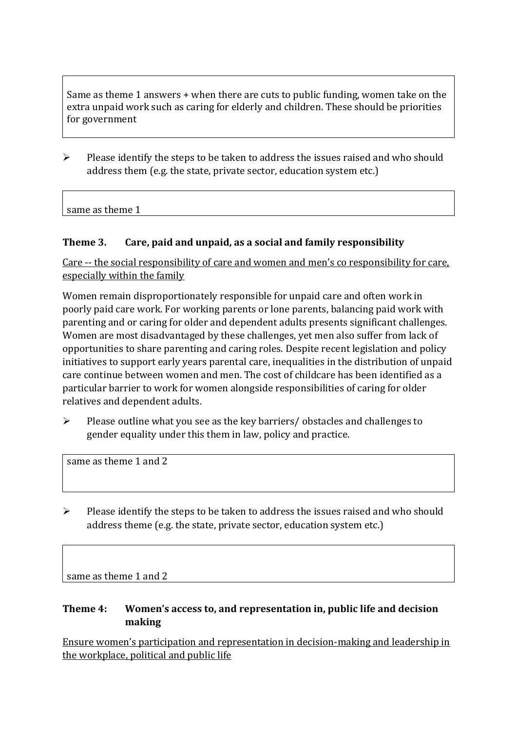Same as theme 1 answers + when there are cuts to public funding, women take on the extra unpaid work such as caring for elderly and children. These should be priorities for government

- Please identify the steps to be taken to address the issues raised and who should address them (e.g. the state, private sector, education system etc.)

same as theme 1

### Theme 3. Care, paid and unpaid, as a social and family responsibility

<u>Care -- the social responsibility of care and women and men's co responsibility for care, especially within the family</u>

Women remain disproportionately responsible for unpaid care and often work in poorly paid care work. For working parents or lone parents, balancing paid work with parenting and or caring for older and dependent adults presents significant challenges. Women are most disadvantaged by these challenges, yet men also suffer from lack of opportunities to share parenting and caring roles. Despite recent legislation and policy initiatives to support early years parental care, inequalities in the distribution of unpaid care continue between women and men. The cost of childcare has been identified as a particular barrier to work for women alongside responsibilities of caring for older relatives and dependent adults.

- Please outline what you see as the key barriers/ obstacles and challenges to gender equality under this them in law, policy and practice.

same as theme 1 and 2

- Please identify the steps to be taken to address the issues raised and who should address theme (e.g. the state, private sector, education system etc.)

same as theme 1 and 2

### Theme 4: Women's access to, and representation in, public life and decision making

<u>Ensure women's participation and representation in decision-making and leadership in the workplace, political and public life</u>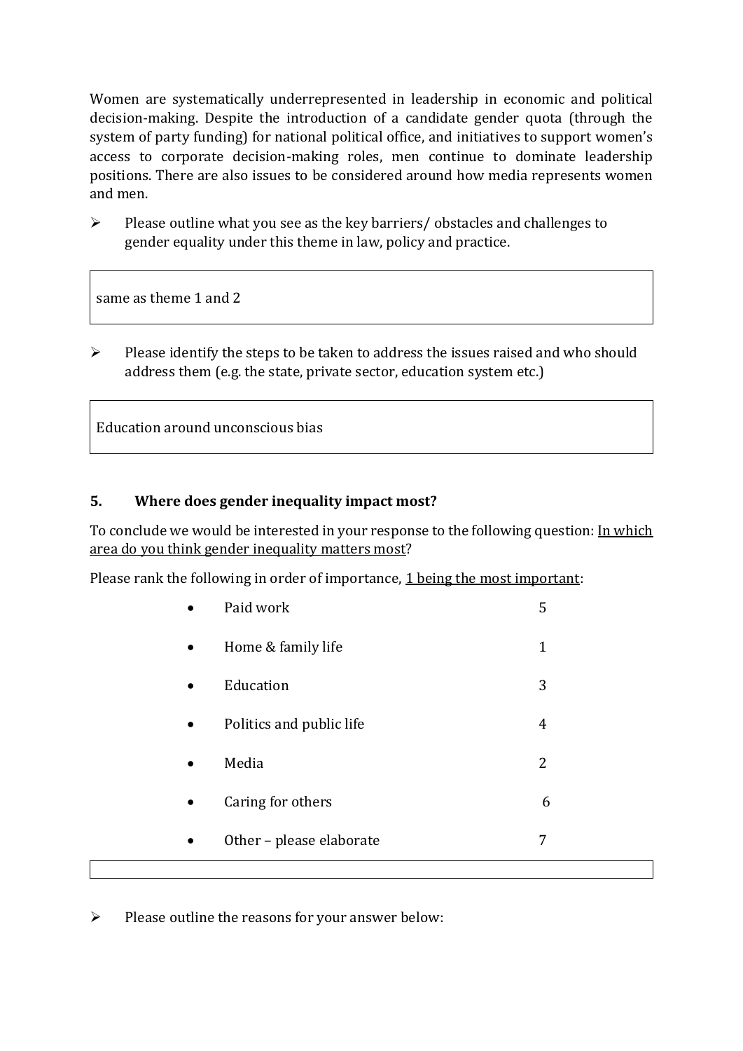Women are systematically underrepresented in leadership in economic and political decision-making. Despite the introduction of a candidate gender quota (through the system of party funding) for national political office, and initiatives to support women's access to corporate decision-making roles, men continue to dominate leadership positions. There are also issues to be considered around how media represents women and men.

➢ Please outline what you see as the key barriers/ obstacles and challenges to gender equality under this theme in law, policy and practice.

| same as theme 1 and 2 |
|---|

➢ Please identify the steps to be taken to address the issues raised and who should address them (e.g. the state, private sector, education system etc.)

| Education around unconscious bias |
|---|

## 5. Where does gender inequality impact most?

To conclude we would be interested in your response to the following question: In which area do you think gender inequality matters most?

Please rank the following in order of importance, 1 being the most important:

- Paid work 5
- Home & family life 1
- Education 3
- Politics and public life 4
- Media 2
- Caring for others 6
- Other – please elaborate 7

➢ Please outline the reasons for your answer below: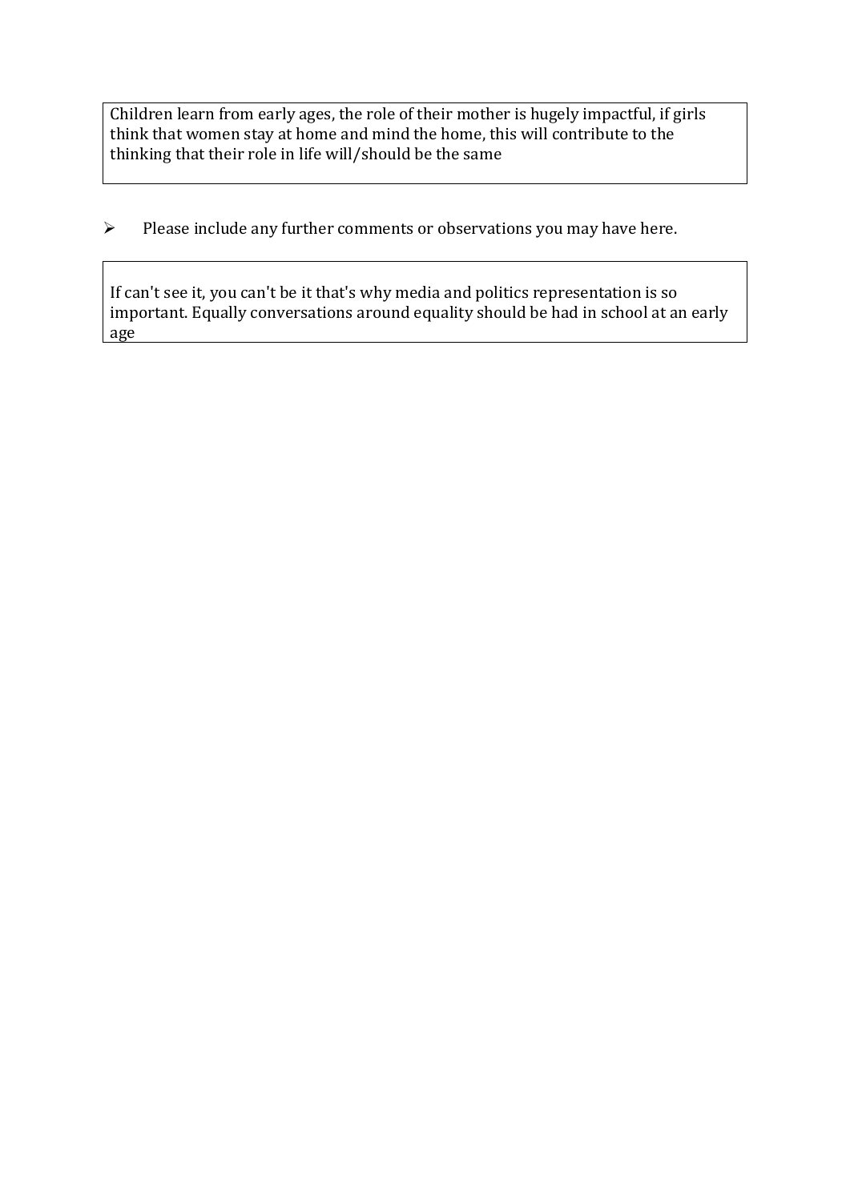Children learn from early ages, the role of their mother is hugely impactful, if girls think that women stay at home and mind the home, this will contribute to the thinking that their role in life will/should be the same

- Please include any further comments or observations you may have here.

If can't see it, you can't be it that's why media and politics representation is so important. Equally conversations around equality should be had in school at an early age